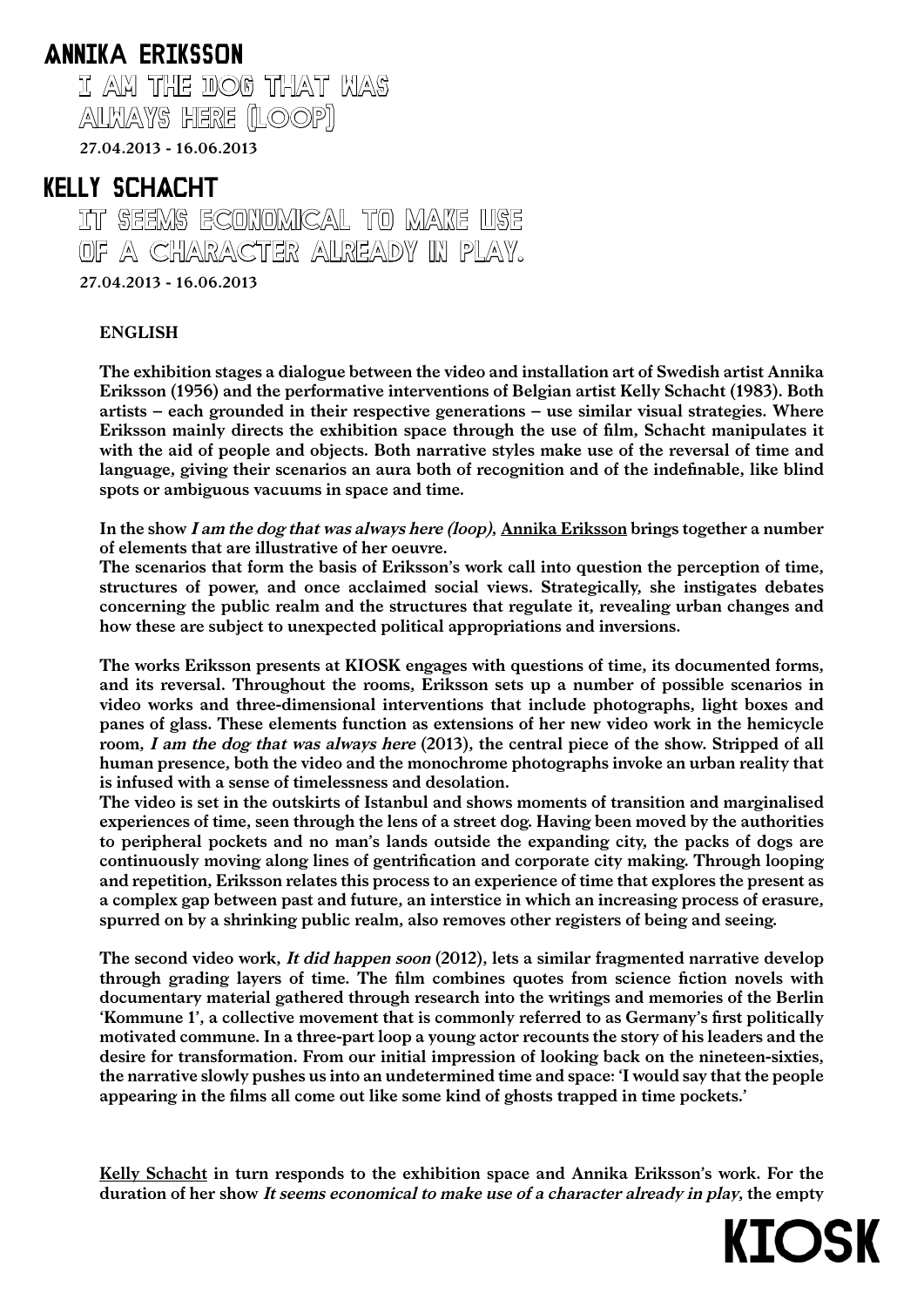# ANNIKA ERIKSSON

## I AM THE DOG THAT WAS ALWAYS HERE (LOOP)

**27.04.2013 - 16.06.2013**

# KELLY SCHACHT

## IT SEEMS ECONOMICAL TO MAKE USE OF A CHARACTER ALREADY IN PLAY.

**27.04.2013 - 16.06.2013**

### ENGLISH

**The exhibition stages a dialogue between the video and installation art of Swedish artist Annika Eriksson (1956) and the performative interventions of Belgian artist Kelly Schacht (1983). Both artists – each grounded in their respective generations – use similar visual strategies. Where Eriksson mainly directs the exhibition space through the use of film, Schacht manipulates it with the aid of people and objects. Both narrative styles make use of the reversal of time and language, giving their scenarios an aura both of recognition and of the indefinable, like blind spots or ambiguous vacuums in space and time.**

**In the show *I am the dog that was always here (loop)*, Annika Eriksson brings together a number of elements that are illustrative of her oeuvre.**
**The scenarios that form the basis of Eriksson's work call into question the perception of time, structures of power, and once acclaimed social views. Strategically, she instigates debates concerning the public realm and the structures that regulate it, revealing urban changes and how these are subject to unexpected political appropriations and inversions.**

**The works Eriksson presents at KIOSK engages with questions of time, its documented forms, and its reversal. Throughout the rooms, Eriksson sets up a number of possible scenarios in video works and three-dimensional interventions that include photographs, light boxes and panes of glass. These elements function as extensions of her new video work in the hemicycle room, *I am the dog that was always here* (2013), the central piece of the show. Stripped of all human presence, both the video and the monochrome photographs invoke an urban reality that is infused with a sense of timelessness and desolation.**
**The video is set in the outskirts of Istanbul and shows moments of transition and marginalised experiences of time, seen through the lens of a street dog. Having been moved by the authorities to peripheral pockets and no man's lands outside the expanding city, the packs of dogs are continuously moving along lines of gentrification and corporate city making. Through looping and repetition, Eriksson relates this process to an experience of time that explores the present as a complex gap between past and future, an interstice in which an increasing process of erasure, spurred on by a shrinking public realm, also removes other registers of being and seeing.**

**The second video work, *It did happen soon* (2012), lets a similar fragmented narrative develop through grading layers of time. The film combines quotes from science fiction novels with documentary material gathered through research into the writings and memories of the Berlin 'Kommune 1', a collective movement that is commonly referred to as Germany's first politically motivated commune. In a three-part loop a young actor recounts the story of his leaders and the desire for transformation. From our initial impression of looking back on the nineteen-sixties, the narrative slowly pushes us into an undetermined time and space: 'I would say that the people appearing in the films all come out like some kind of ghosts trapped in time pockets.'**

**Kelly Schacht in turn responds to the exhibition space and Annika Eriksson's work. For the duration of her show *It seems economical to make use of a character already in play*, the empty**

KIOSK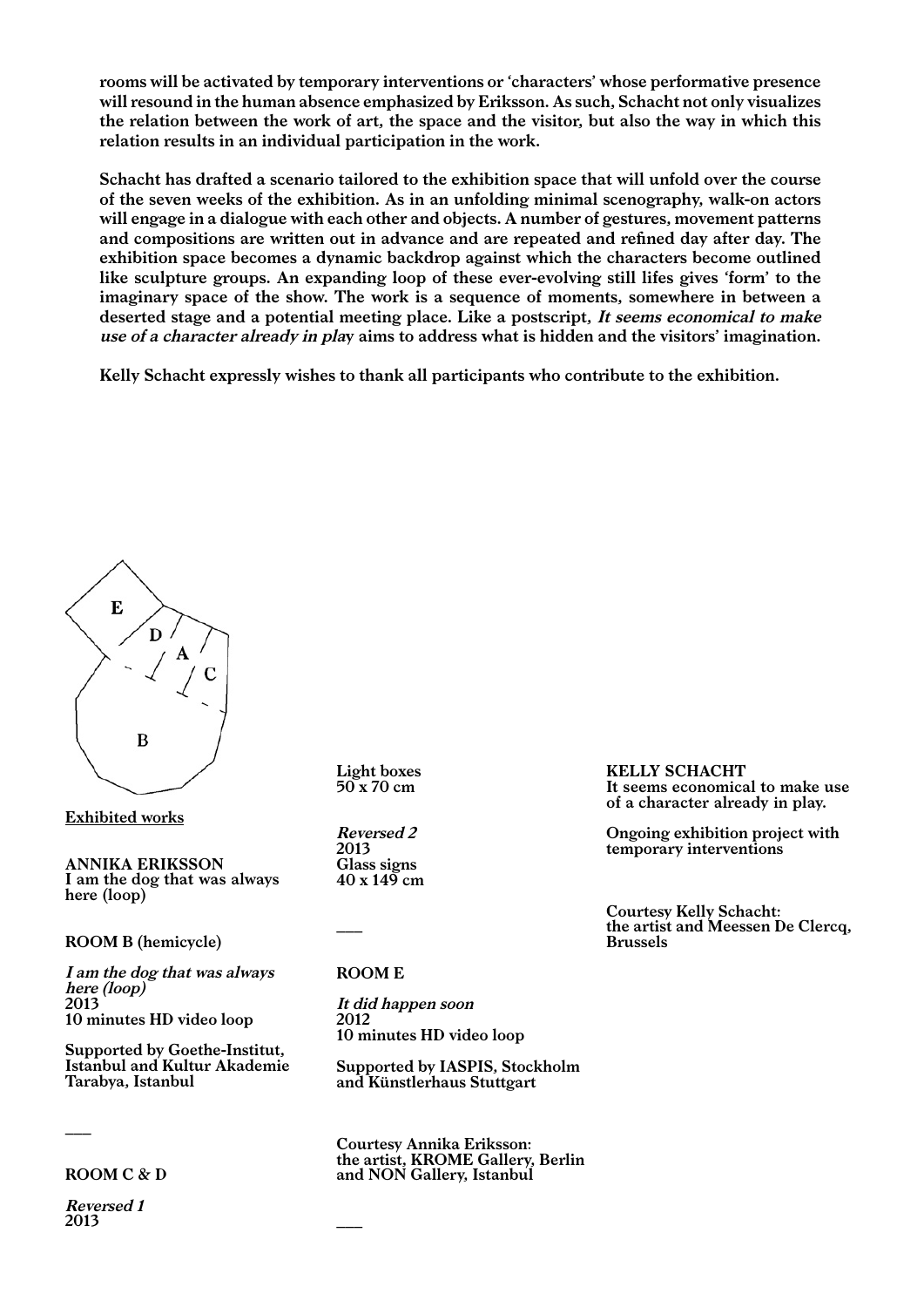**rooms will be activated by temporary interventions or 'characters' whose performative presence will resound in the human absence emphasized by Eriksson. As such, Schacht not only visualizes the relation between the work of art, the space and the visitor, but also the way in which this relation results in an individual participation in the work.**

**Schacht has drafted a scenario tailored to the exhibition space that will unfold over the course of the seven weeks of the exhibition. As in an unfolding minimal scenography, walk-on actors will engage in a dialogue with each other and objects. A number of gestures, movement patterns and compositions are written out in advance and are repeated and refined day after day. The exhibition space becomes a dynamic backdrop against which the characters become outlined like sculpture groups. An expanding loop of these ever-evolving still lifes gives 'form' to the imaginary space of the show. The work is a sequence of moments, somewhere in between a deserted stage and a potential meeting place. Like a postscript, *It seems economical to make use of a character already in play* aims to address what is hidden and the visitors' imagination.**

**Kelly Schacht expressly wishes to thank all participants who contribute to the exhibition.**

E
D
A
C
B

**Exhibited works**

**ANNIKA ERIKSSON**
**I am the dog that was always here (loop)**

**ROOM B (hemicycle)**

***I am the dog that was always here (loop)***
**2013**
**10 minutes HD video loop**

**Supported by Goethe-Institut, Istanbul and Kultur Akademie Tarabya, Istanbul**

___

**ROOM C & D**

***Reversed 1***
**2013**
**Light boxes**
**50 x 70 cm**

***Reversed 2***
**2013**
**Glass signs**
**40 x 149 cm**

___

**ROOM E**

***It did happen soon***
**2012**
**10 minutes HD video loop**

**Supported by IASPIS, Stockholm and Künstlerhaus Stuttgart**

**Courtesy Annika Eriksson: the artist, KROME Gallery, Berlin and NON Gallery, Istanbul**

___

**KELLY SCHACHT**
**It seems economical to make use of a character already in play.**

**Ongoing exhibition project with temporary interventions**

**Courtesy Kelly Schacht: the artist and Meessen De Clercq, Brussels**